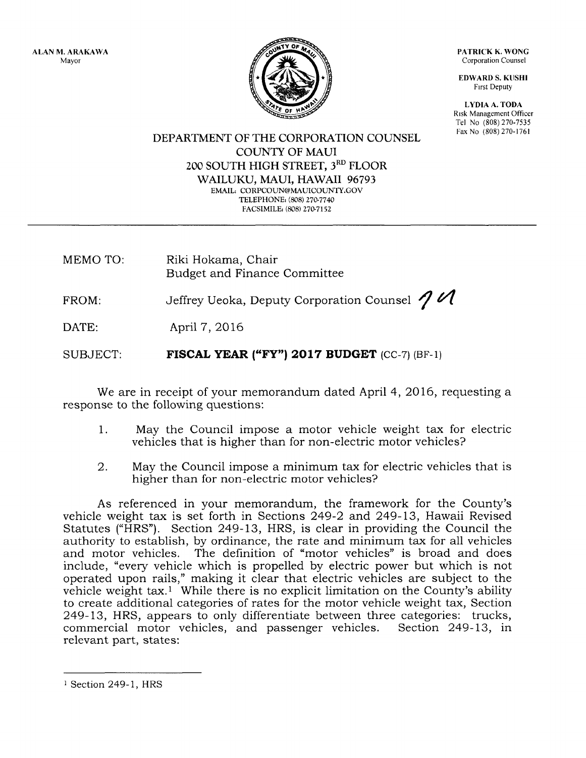ALAN M. ARAKAWA
Mayor

PATRICK K. WONG
Corporation Counsel

EDWARD S. KUSHI
First Deputy

LYDIA A. TODA
Risk Management Officer
Tel No (808) 270-7535
Fax No (808) 270-1761

DEPARTMENT OF THE CORPORATION COUNSEL
COUNTY OF MAUI
200 SOUTH HIGH STREET, 3[RD] FLOOR
WAILUKU, MAUI, HAWAII 96793
EMAIL: CORPCOUN@MAUICOUNTY.GOV
TELEPHONE: (808) 270-7740
FACSIMILE: (808) 270-7152

---

MEMO TO: Riki Hokama, Chair
Budget and Finance Committee

FROM: Jeffrey Ueoka, Deputy Corporation Counsel

DATE: April 7, 2016

SUBJECT: **FISCAL YEAR ("FY") 2017 BUDGET** (CC-7) (BF-1)

We are in receipt of your memorandum dated April 4, 2016, requesting a response to the following questions:

1. May the Council impose a motor vehicle weight tax for electric vehicles that is higher than for non-electric motor vehicles?

2. May the Council impose a minimum tax for electric vehicles that is higher than for non-electric motor vehicles?

As referenced in your memorandum, the framework for the County's vehicle weight tax is set forth in Sections 249-2 and 249-13, Hawaii Revised Statutes ("HRS"). Section 249-13, HRS, is clear in providing the Council the authority to establish, by ordinance, the rate and minimum tax for all vehicles and motor vehicles. The definition of "motor vehicles" is broad and does include, "every vehicle which is propelled by electric power but which is not operated upon rails," making it clear that electric vehicles are subject to the vehicle weight tax.[1] While there is no explicit limitation on the County's ability to create additional categories of rates for the motor vehicle weight tax, Section 249-13, HRS, appears to only differentiate between three categories: trucks, commercial motor vehicles, and passenger vehicles. Section 249-13, in relevant part, states:

---

[1] Section 249-1, HRS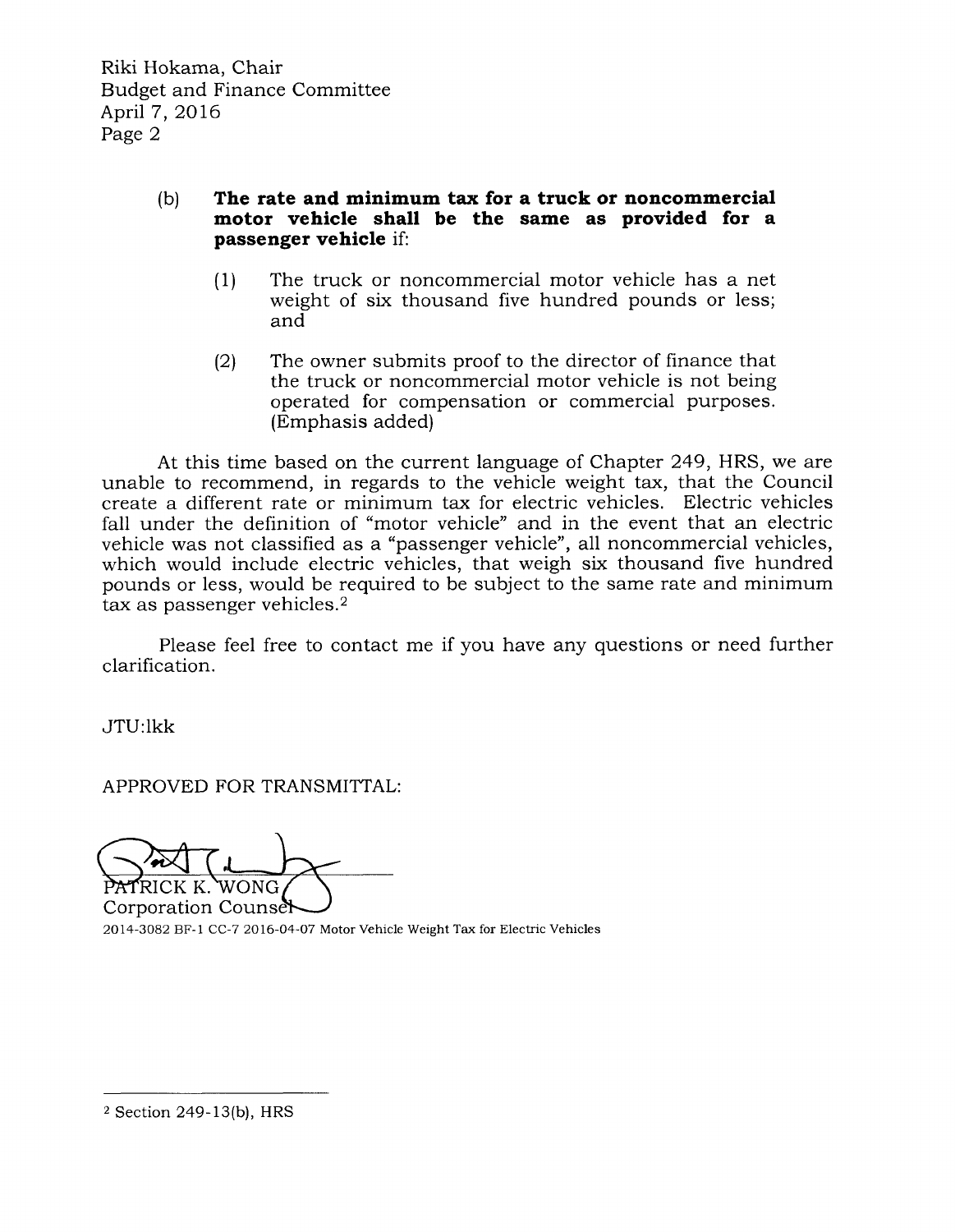Riki Hokama, Chair
Budget and Finance Committee
April 7, 2016
Page 2

> (b) **The rate and minimum tax for a truck or noncommercial motor vehicle shall be the same as provided for a passenger vehicle** if:
>
> > (1) The truck or noncommercial motor vehicle has a net weight of six thousand five hundred pounds or less; and
> >
> > (2) The owner submits proof to the director of finance that the truck or noncommercial motor vehicle is not being operated for compensation or commercial purposes. (Emphasis added)

At this time based on the current language of Chapter 249, HRS, we are unable to recommend, in regards to the vehicle weight tax, that the Council create a different rate or minimum tax for electric vehicles. Electric vehicles fall under the definition of "motor vehicle" and in the event that an electric vehicle was not classified as a "passenger vehicle", all noncommercial vehicles, which would include electric vehicles, that weigh six thousand five hundred pounds or less, would be required to be subject to the same rate and minimum tax as passenger vehicles.[2]

Please feel free to contact me if you have any questions or need further clarification.

JTU:lkk

APPROVED FOR TRANSMITTAL:

PATRICK K. WONG
Corporation Counsel

2014-3082 BF-1 CC-7 2016-04-07 Motor Vehicle Weight Tax for Electric Vehicles

---

[2] Section 249-13(b), HRS